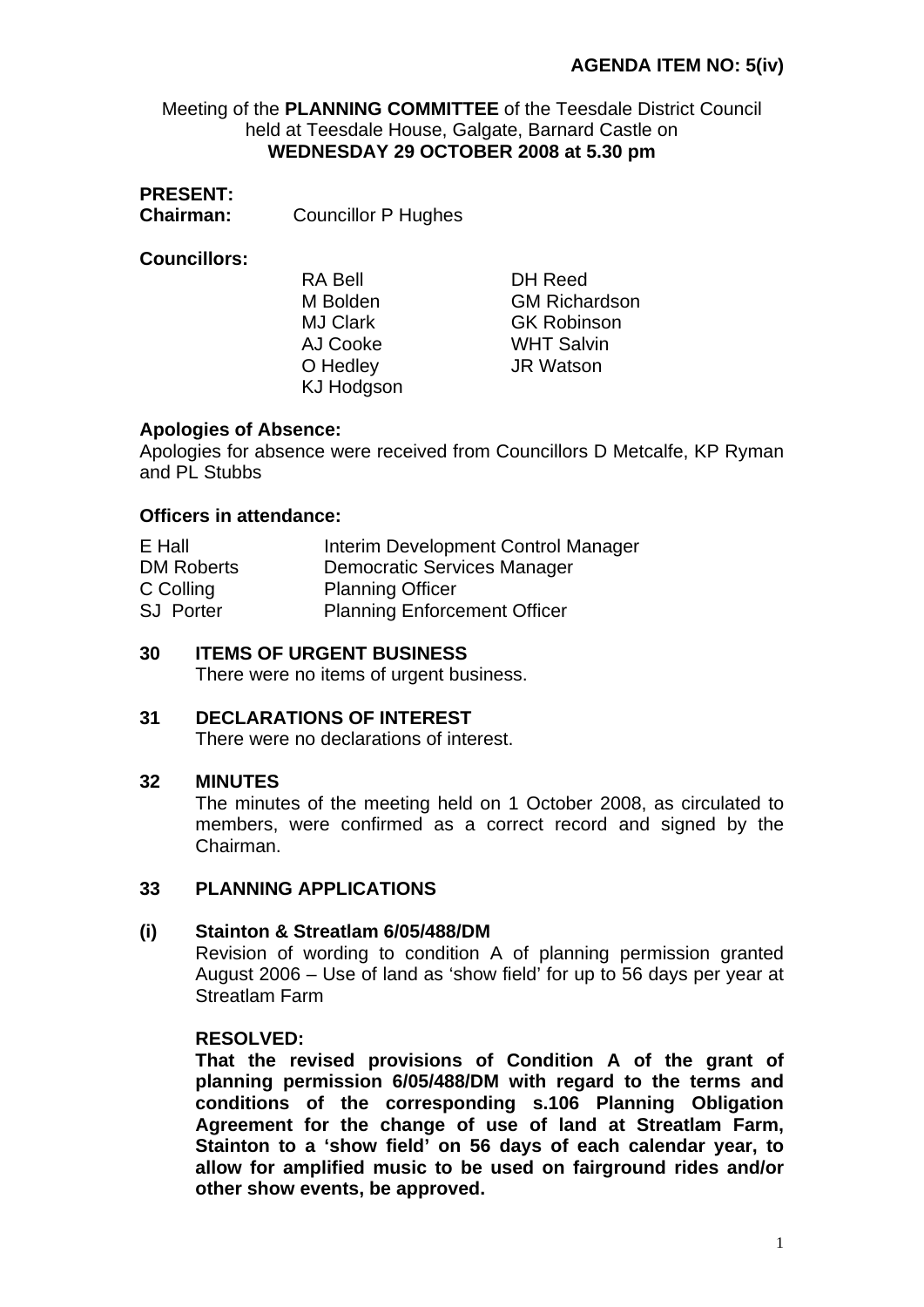**AGENDA ITEM NO: 5(iv)**

Meeting of the **PLANNING COMMITTEE** of the Teesdale District Council held at Teesdale House, Galgate, Barnard Castle on
**WEDNESDAY 29 OCTOBER 2008 at 5.30 pm**

**PRESENT:**

**Chairman:** Councillor P Hughes

**Councillors:**

RA Bell
M Bolden
MJ Clark
AJ Cooke
O Hedley
KJ Hodgson
DH Reed
GM Richardson
GK Robinson
WHT Salvin
JR Watson

**Apologies of Absence:**

Apologies for absence were received from Councillors D Metcalfe, KP Ryman and PL Stubbs

**Officers in attendance:**

| | |
|---|---|
| E Hall | Interim Development Control Manager |
| DM Roberts | Democratic Services Manager |
| C Colling | Planning Officer |
| SJ Porter | Planning Enforcement Officer |

**30 ITEMS OF URGENT BUSINESS**

There were no items of urgent business.

**31 DECLARATIONS OF INTEREST**

There were no declarations of interest.

**32 MINUTES**

The minutes of the meeting held on 1 October 2008, as circulated to members, were confirmed as a correct record and signed by the Chairman.

**33 PLANNING APPLICATIONS**

**(i) Stainton & Streatlam 6/05/488/DM**

Revision of wording to condition A of planning permission granted August 2006 – Use of land as 'show field' for up to 56 days per year at Streatlam Farm

**RESOLVED:**

**That the revised provisions of Condition A of the grant of planning permission 6/05/488/DM with regard to the terms and conditions of the corresponding s.106 Planning Obligation Agreement for the change of use of land at Streatlam Farm, Stainton to a 'show field' on 56 days of each calendar year, to allow for amplified music to be used on fairground rides and/or other show events, be approved.**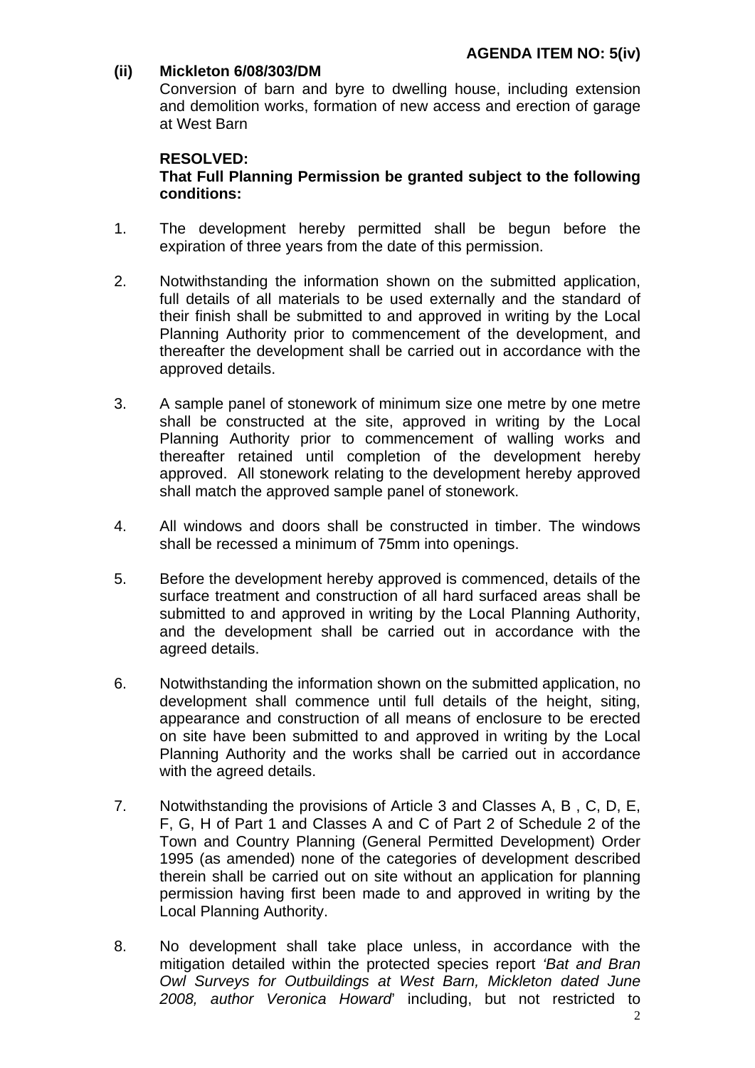**AGENDA ITEM NO: 5(iv)**

**(ii) Mickleton 6/08/303/DM**

Conversion of barn and byre to dwelling house, including extension and demolition works, formation of new access and erection of garage at West Barn

**RESOLVED:**

**That Full Planning Permission be granted subject to the following conditions:**

1. The development hereby permitted shall be begun before the expiration of three years from the date of this permission.

2. Notwithstanding the information shown on the submitted application, full details of all materials to be used externally and the standard of their finish shall be submitted to and approved in writing by the Local Planning Authority prior to commencement of the development, and thereafter the development shall be carried out in accordance with the approved details.

3. A sample panel of stonework of minimum size one metre by one metre shall be constructed at the site, approved in writing by the Local Planning Authority prior to commencement of walling works and thereafter retained until completion of the development hereby approved. All stonework relating to the development hereby approved shall match the approved sample panel of stonework.

4. All windows and doors shall be constructed in timber. The windows shall be recessed a minimum of 75mm into openings.

5. Before the development hereby approved is commenced, details of the surface treatment and construction of all hard surfaced areas shall be submitted to and approved in writing by the Local Planning Authority, and the development shall be carried out in accordance with the agreed details.

6. Notwithstanding the information shown on the submitted application, no development shall commence until full details of the height, siting, appearance and construction of all means of enclosure to be erected on site have been submitted to and approved in writing by the Local Planning Authority and the works shall be carried out in accordance with the agreed details.

7. Notwithstanding the provisions of Article 3 and Classes A, B , C, D, E, F, G, H of Part 1 and Classes A and C of Part 2 of Schedule 2 of the Town and Country Planning (General Permitted Development) Order 1995 (as amended) none of the categories of development described therein shall be carried out on site without an application for planning permission having first been made to and approved in writing by the Local Planning Authority.

8. No development shall take place unless, in accordance with the mitigation detailed within the protected species report *'Bat and Bran Owl Surveys for Outbuildings at West Barn, Mickleton dated June 2008, author Veronica Howard*' including, but not restricted to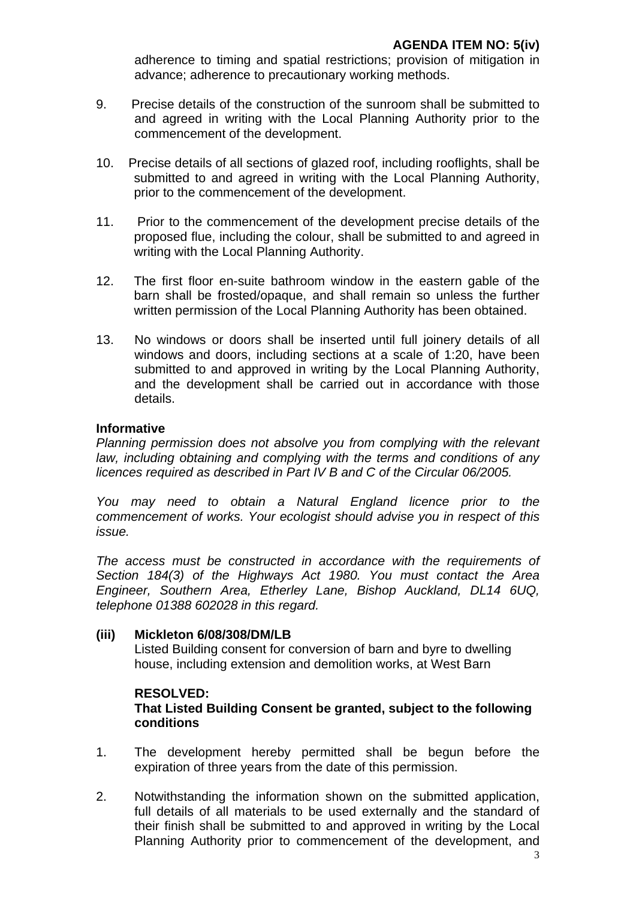adherence to timing and spatial restrictions; provision of mitigation in advance; adherence to precautionary working methods.

9. Precise details of the construction of the sunroom shall be submitted to and agreed in writing with the Local Planning Authority prior to the commencement of the development.

10. Precise details of all sections of glazed roof, including rooflights, shall be submitted to and agreed in writing with the Local Planning Authority, prior to the commencement of the development.

11. Prior to the commencement of the development precise details of the proposed flue, including the colour, shall be submitted to and agreed in writing with the Local Planning Authority.

12. The first floor en-suite bathroom window in the eastern gable of the barn shall be frosted/opaque, and shall remain so unless the further written permission of the Local Planning Authority has been obtained.

13. No windows or doors shall be inserted until full joinery details of all windows and doors, including sections at a scale of 1:20, have been submitted to and approved in writing by the Local Planning Authority, and the development shall be carried out in accordance with those details.

**Informative**

*Planning permission does not absolve you from complying with the relevant law, including obtaining and complying with the terms and conditions of any licences required as described in Part IV B and C of the Circular 06/2005.*

*You may need to obtain a Natural England licence prior to the commencement of works. Your ecologist should advise you in respect of this issue.*

*The access must be constructed in accordance with the requirements of Section 184(3) of the Highways Act 1980. You must contact the Area Engineer, Southern Area, Etherley Lane, Bishop Auckland, DL14 6UQ, telephone 01388 602028 in this regard.*

**(iii) Mickleton 6/08/308/DM/LB**

Listed Building consent for conversion of barn and byre to dwelling house, including extension and demolition works, at West Barn

**RESOLVED:**
**That Listed Building Consent be granted, subject to the following conditions**

1. The development hereby permitted shall be begun before the expiration of three years from the date of this permission.

2. Notwithstanding the information shown on the submitted application, full details of all materials to be used externally and the standard of their finish shall be submitted to and approved in writing by the Local Planning Authority prior to commencement of the development, and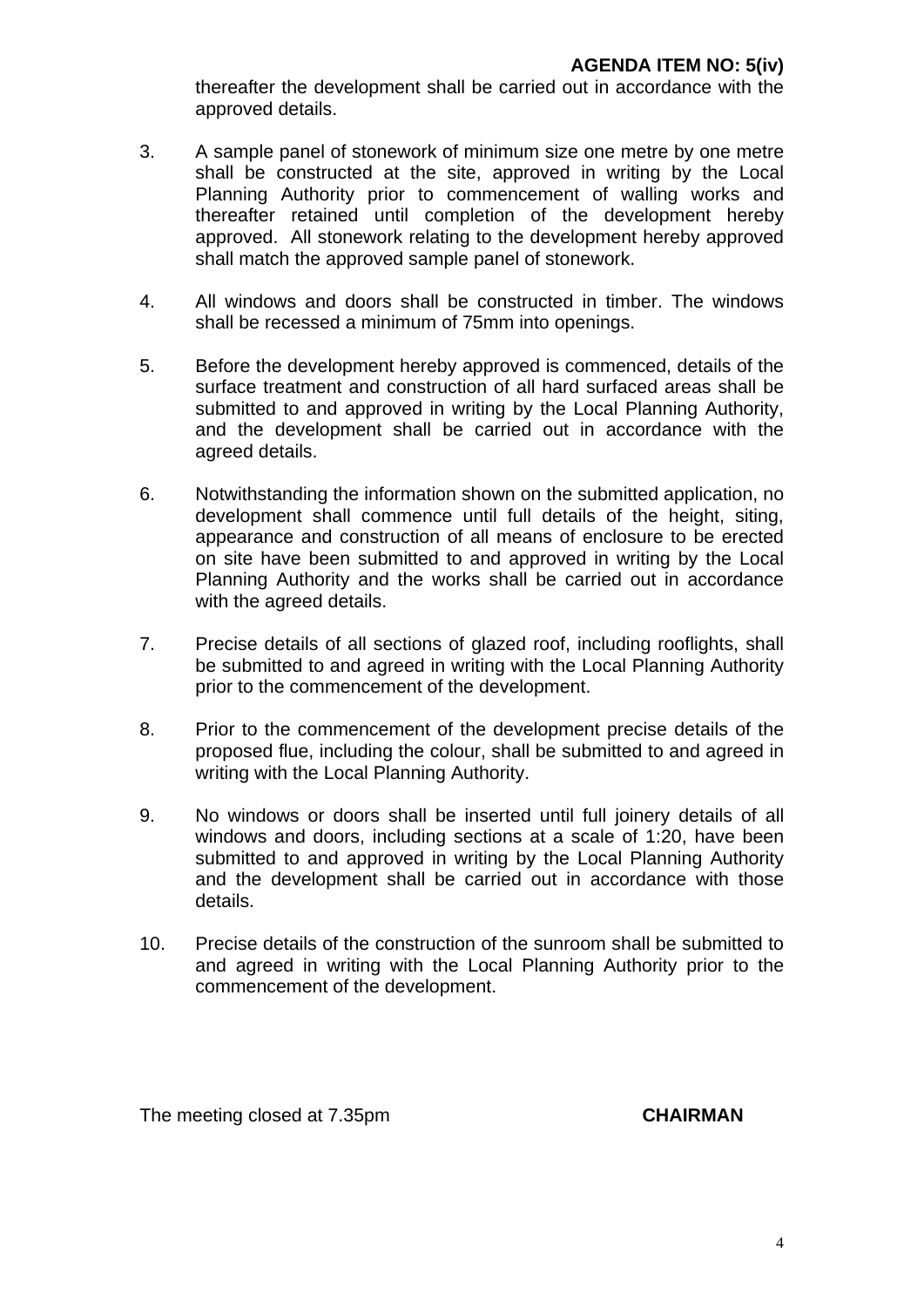thereafter the development shall be carried out in accordance with the approved details.

3. A sample panel of stonework of minimum size one metre by one metre shall be constructed at the site, approved in writing by the Local Planning Authority prior to commencement of walling works and thereafter retained until completion of the development hereby approved. All stonework relating to the development hereby approved shall match the approved sample panel of stonework.

4. All windows and doors shall be constructed in timber. The windows shall be recessed a minimum of 75mm into openings.

5. Before the development hereby approved is commenced, details of the surface treatment and construction of all hard surfaced areas shall be submitted to and approved in writing by the Local Planning Authority, and the development shall be carried out in accordance with the agreed details.

6. Notwithstanding the information shown on the submitted application, no development shall commence until full details of the height, siting, appearance and construction of all means of enclosure to be erected on site have been submitted to and approved in writing by the Local Planning Authority and the works shall be carried out in accordance with the agreed details.

7. Precise details of all sections of glazed roof, including rooflights, shall be submitted to and agreed in writing with the Local Planning Authority prior to the commencement of the development.

8. Prior to the commencement of the development precise details of the proposed flue, including the colour, shall be submitted to and agreed in writing with the Local Planning Authority.

9. No windows or doors shall be inserted until full joinery details of all windows and doors, including sections at a scale of 1:20, have been submitted to and approved in writing by the Local Planning Authority and the development shall be carried out in accordance with those details.

10. Precise details of the construction of the sunroom shall be submitted to and agreed in writing with the Local Planning Authority prior to the commencement of the development.

The meeting closed at 7.35pm **CHAIRMAN**